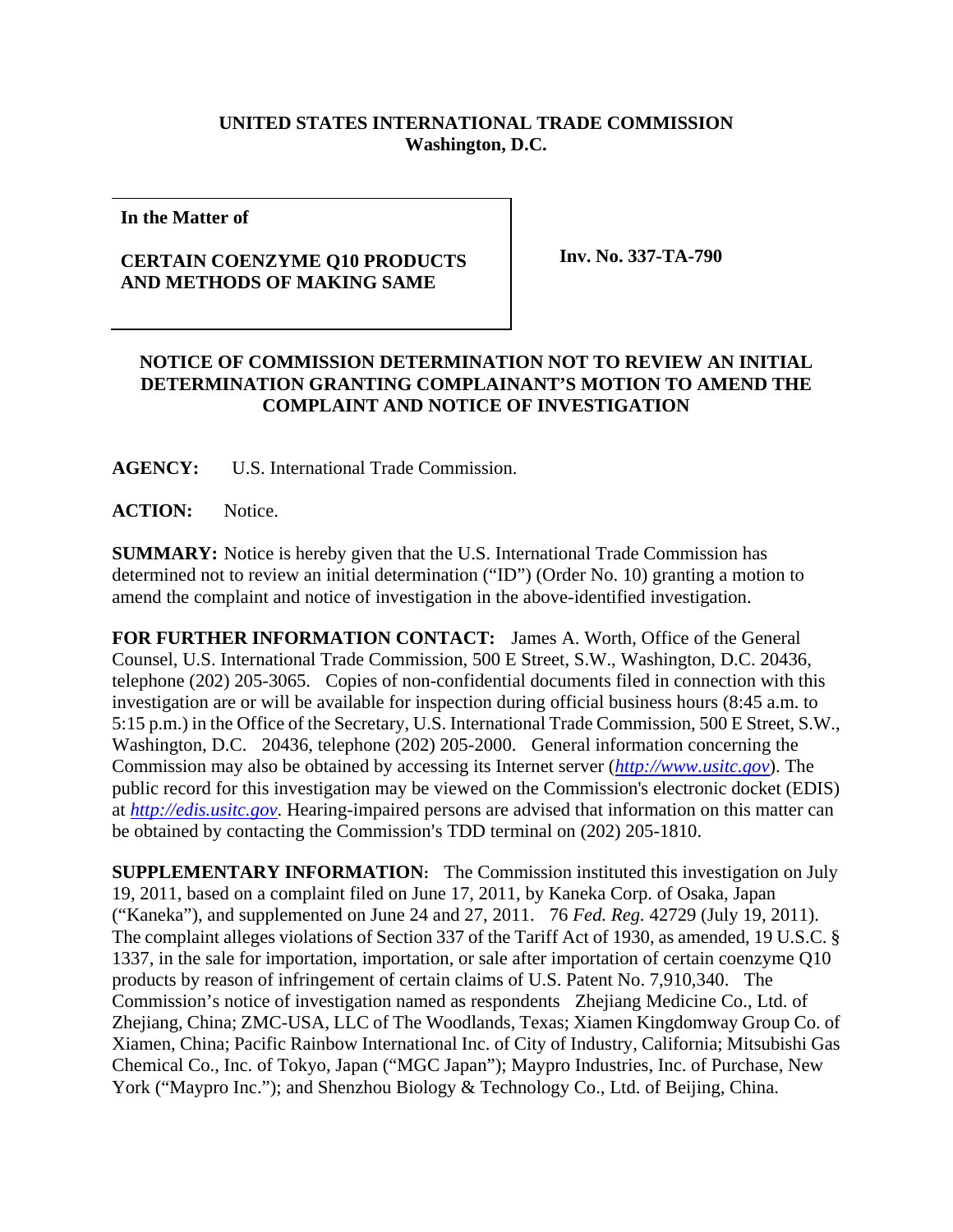**UNITED STATES INTERNATIONAL TRADE COMMISSION**
**Washington, D.C.**

| In the Matter of<br><br>**CERTAIN COENZYME Q10 PRODUCTS AND METHODS OF MAKING SAME** | **Inv. No. 337-TA-790** |
|---|---|

**NOTICE OF COMMISSION DETERMINATION NOT TO REVIEW AN INITIAL DETERMINATION GRANTING COMPLAINANT'S MOTION TO AMEND THE COMPLAINT AND NOTICE OF INVESTIGATION**

**AGENCY:** U.S. International Trade Commission.

**ACTION:** Notice.

**SUMMARY:** Notice is hereby given that the U.S. International Trade Commission has determined not to review an initial determination ("ID") (Order No. 10) granting a motion to amend the complaint and notice of investigation in the above-identified investigation.

**FOR FURTHER INFORMATION CONTACT:** James A. Worth, Office of the General Counsel, U.S. International Trade Commission, 500 E Street, S.W., Washington, D.C. 20436, telephone (202) 205-3065. Copies of non-confidential documents filed in connection with this investigation are or will be available for inspection during official business hours (8:45 a.m. to 5:15 p.m.) in the Office of the Secretary, U.S. International Trade Commission, 500 E Street, S.W., Washington, D.C. 20436, telephone (202) 205-2000. General information concerning the Commission may also be obtained by accessing its Internet server (*http://www.usitc.gov*). The public record for this investigation may be viewed on the Commission's electronic docket (EDIS) at *http://edis.usitc.gov*. Hearing-impaired persons are advised that information on this matter can be obtained by contacting the Commission's TDD terminal on (202) 205-1810.

**SUPPLEMENTARY INFORMATION:** The Commission instituted this investigation on July 19, 2011, based on a complaint filed on June 17, 2011, by Kaneka Corp. of Osaka, Japan ("Kaneka"), and supplemented on June 24 and 27, 2011. 76 *Fed. Reg.* 42729 (July 19, 2011). The complaint alleges violations of Section 337 of the Tariff Act of 1930, as amended, 19 U.S.C. § 1337, in the sale for importation, importation, or sale after importation of certain coenzyme Q10 products by reason of infringement of certain claims of U.S. Patent No. 7,910,340. The Commission's notice of investigation named as respondents Zhejiang Medicine Co., Ltd. of Zhejiang, China; ZMC-USA, LLC of The Woodlands, Texas; Xiamen Kingdomway Group Co. of Xiamen, China; Pacific Rainbow International Inc. of City of Industry, California; Mitsubishi Gas Chemical Co., Inc. of Tokyo, Japan ("MGC Japan"); Maypro Industries, Inc. of Purchase, New York ("Maypro Inc."); and Shenzhou Biology & Technology Co., Ltd. of Beijing, China.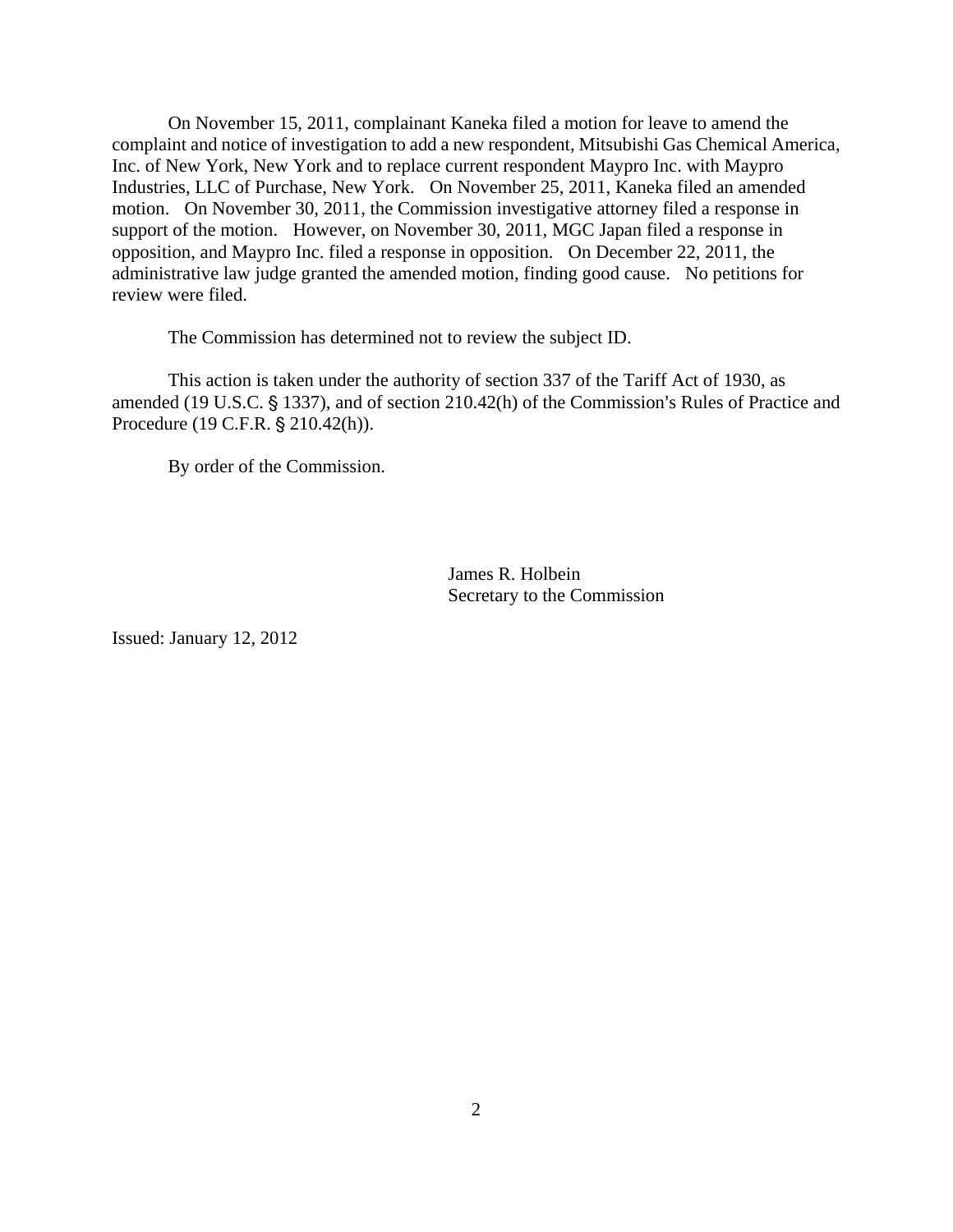On November 15, 2011, complainant Kaneka filed a motion for leave to amend the complaint and notice of investigation to add a new respondent, Mitsubishi Gas Chemical America, Inc. of New York, New York and to replace current respondent Maypro Inc. with Maypro Industries, LLC of Purchase, New York. On November 25, 2011, Kaneka filed an amended motion. On November 30, 2011, the Commission investigative attorney filed a response in support of the motion. However, on November 30, 2011, MGC Japan filed a response in opposition, and Maypro Inc. filed a response in opposition. On December 22, 2011, the administrative law judge granted the amended motion, finding good cause. No petitions for review were filed.

The Commission has determined not to review the subject ID.

This action is taken under the authority of section 337 of the Tariff Act of 1930, as amended (19 U.S.C. § 1337), and of section 210.42(h) of the Commission's Rules of Practice and Procedure (19 C.F.R. § 210.42(h)).

By order of the Commission.

James R. Holbein
Secretary to the Commission

Issued: January 12, 2012